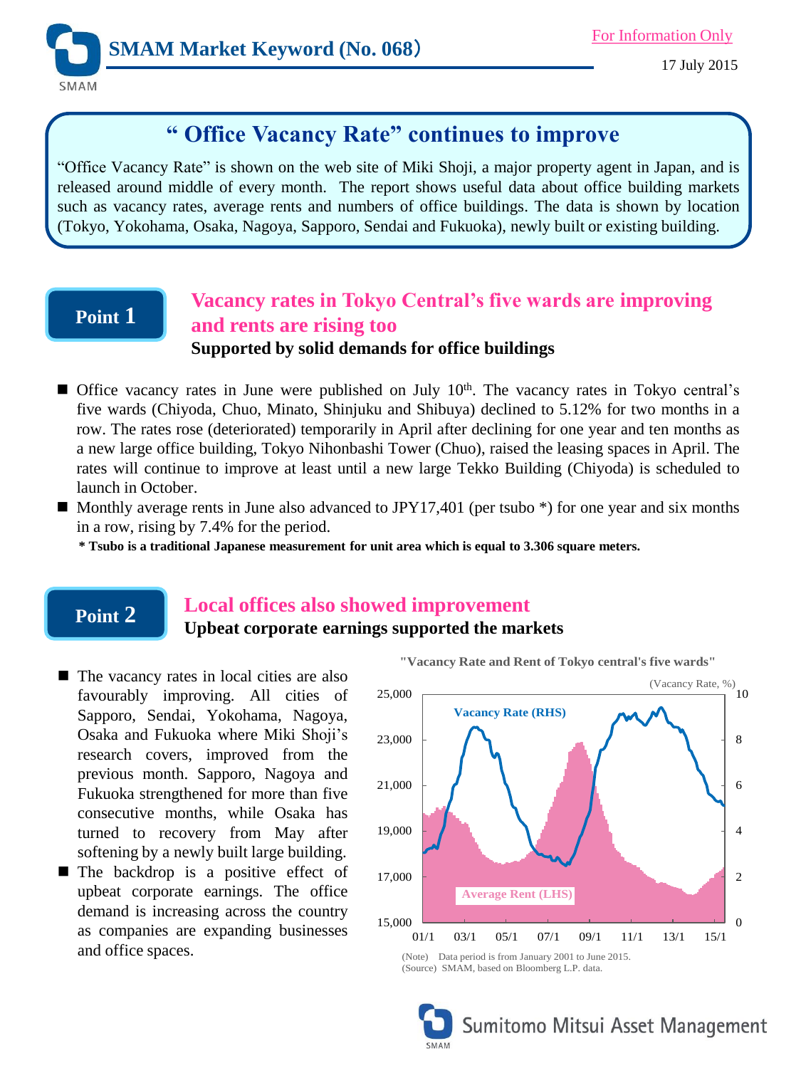# SMAM Market Keyword (No. 068)

For Information Only

17 July 2015

## " Office Vacancy Rate" continues to improve

"Office Vacancy Rate" is shown on the web site of Miki Shoji, a major property agent in Japan, and is released around middle of every month. The report shows useful data about office building markets such as vacancy rates, average rents and numbers of office buildings. The data is shown by location (Tokyo, Yokohama, Osaka, Nagoya, Sapporo, Sendai and Fukuoka), newly built or existing building.

## Point 1

### Vacancy rates in Tokyo Central's five wards are improving and rents are rising too

**Supported by solid demands for office buildings**

- Office vacancy rates in June were published on July 10th. The vacancy rates in Tokyo central's five wards (Chiyoda, Chuo, Minato, Shinjuku and Shibuya) declined to 5.12% for two months in a row. The rates rose (deteriorated) temporarily in April after declining for one year and ten months as a new large office building, Tokyo Nihonbashi Tower (Chuo), raised the leasing spaces in April. The rates will continue to improve at least until a new large Tekko Building (Chiyoda) is scheduled to launch in October.
- Monthly average rents in June also advanced to JPY17,401 (per tsubo *) for one year and six months in a row, rising by 7.4% for the period.

**\* Tsubo is a traditional Japanese measurement for unit area which is equal to 3.306 square meters.**

## Point 2

### Local offices also showed improvement

**Upbeat corporate earnings supported the markets**

- The vacancy rates in local cities are also favourably improving. All cities of Sapporo, Sendai, Yokohama, Nagoya, Osaka and Fukuoka where Miki Shoji's research covers, improved from the previous month. Sapporo, Nagoya and Fukuoka strengthened for more than five consecutive months, while Osaka has turned to recovery from May after softening by a newly built large building.
- The backdrop is a positive effect of upbeat corporate earnings. The office demand is increasing across the country as companies are expanding businesses and office spaces.

"Vacancy Rate and Rent of Tokyo central's five wards"

(Note) Data period is from January 2001 to June 2015.
(Source) SMAM, based on Bloomberg L.P. data.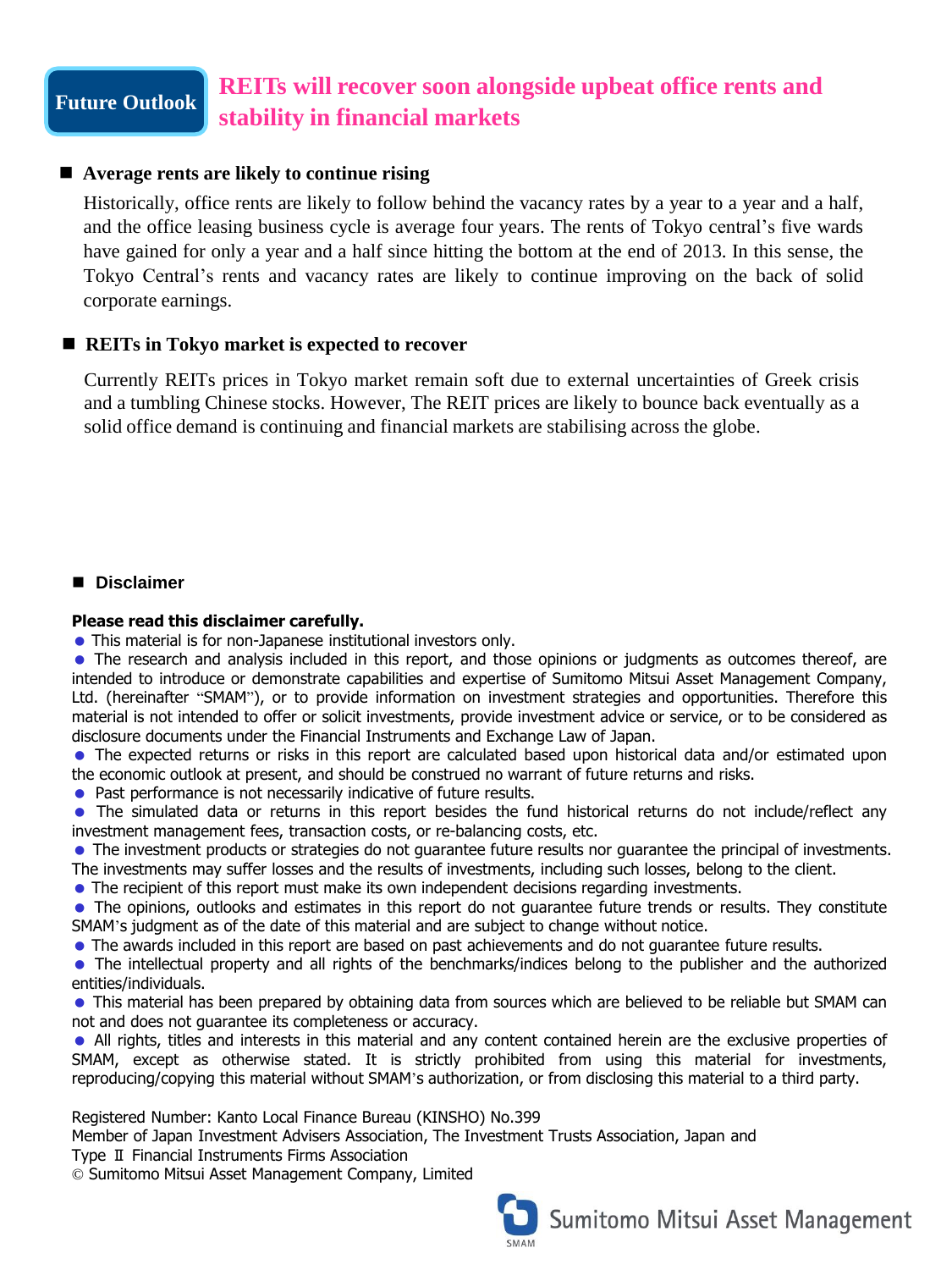## Future Outlook

# REITs will recover soon alongside upbeat office rents and stability in financial markets

## ■ Average rents are likely to continue rising

Historically, office rents are likely to follow behind the vacancy rates by a year to a year and a half, and the office leasing business cycle is average four years. The rents of Tokyo central's five wards have gained for only a year and a half since hitting the bottom at the end of 2013. In this sense, the Tokyo Central's rents and vacancy rates are likely to continue improving on the back of solid corporate earnings.

## ■ REITs in Tokyo market is expected to recover

Currently REITs prices in Tokyo market remain soft due to external uncertainties of Greek crisis and a tumbling Chinese stocks. However, The REIT prices are likely to bounce back eventually as a solid office demand is continuing and financial markets are stabilising across the globe.

## ■ Disclaimer

**Please read this disclaimer carefully.**

- This material is for non-Japanese institutional investors only.
- The research and analysis included in this report, and those opinions or judgments as outcomes thereof, are intended to introduce or demonstrate capabilities and expertise of Sumitomo Mitsui Asset Management Company, Ltd. (hereinafter "SMAM"), or to provide information on investment strategies and opportunities. Therefore this material is not intended to offer or solicit investments, provide investment advice or service, or to be considered as disclosure documents under the Financial Instruments and Exchange Law of Japan.
- The expected returns or risks in this report are calculated based upon historical data and/or estimated upon the economic outlook at present, and should be construed no warrant of future returns and risks.
- Past performance is not necessarily indicative of future results.
- The simulated data or returns in this report besides the fund historical returns do not include/reflect any investment management fees, transaction costs, or re-balancing costs, etc.
- The investment products or strategies do not guarantee future results nor guarantee the principal of investments. The investments may suffer losses and the results of investments, including such losses, belong to the client.
- The recipient of this report must make its own independent decisions regarding investments.
- The opinions, outlooks and estimates in this report do not guarantee future trends or results. They constitute SMAM's judgment as of the date of this material and are subject to change without notice.
- The awards included in this report are based on past achievements and do not guarantee future results.
- The intellectual property and all rights of the benchmarks/indices belong to the publisher and the authorized entities/individuals.
- This material has been prepared by obtaining data from sources which are believed to be reliable but SMAM can not and does not guarantee its completeness or accuracy.
- All rights, titles and interests in this material and any content contained herein are the exclusive properties of SMAM, except as otherwise stated. It is strictly prohibited from using this material for investments, reproducing/copying this material without SMAM's authorization, or from disclosing this material to a third party.

Registered Number: Kanto Local Finance Bureau (KINSHO) No.399
Member of Japan Investment Advisers Association, The Investment Trusts Association, Japan and Type Ⅱ Financial Instruments Firms Association
© Sumitomo Mitsui Asset Management Company, Limited

Sumitomo Mitsui Asset Management